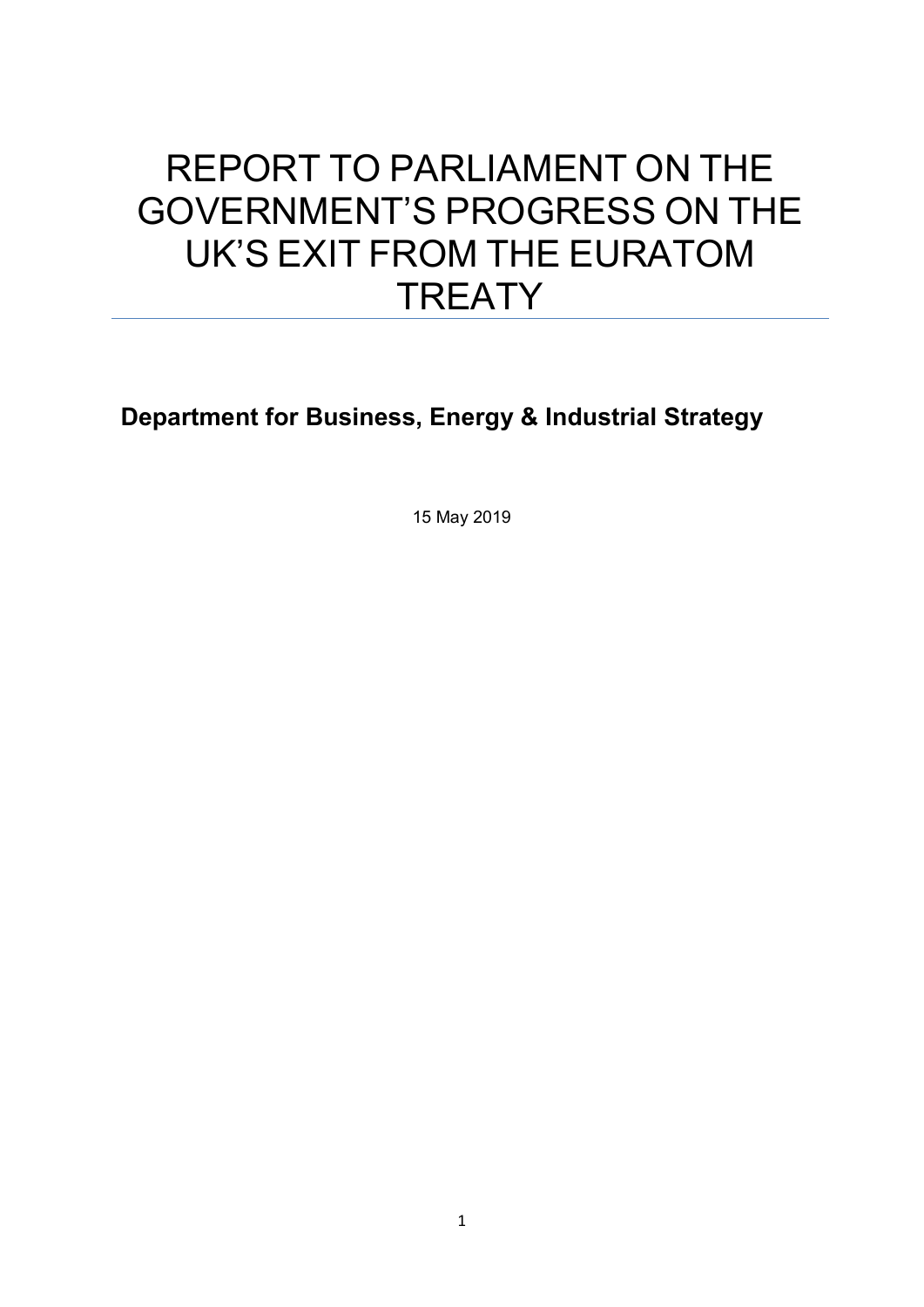# REPORT TO PARLIAMENT ON THE GOVERNMENT'S PROGRESS ON THE UK'S EXIT FROM THE EURATOM TREATY

**Department for Business, Energy & Industrial Strategy**

15 May 2019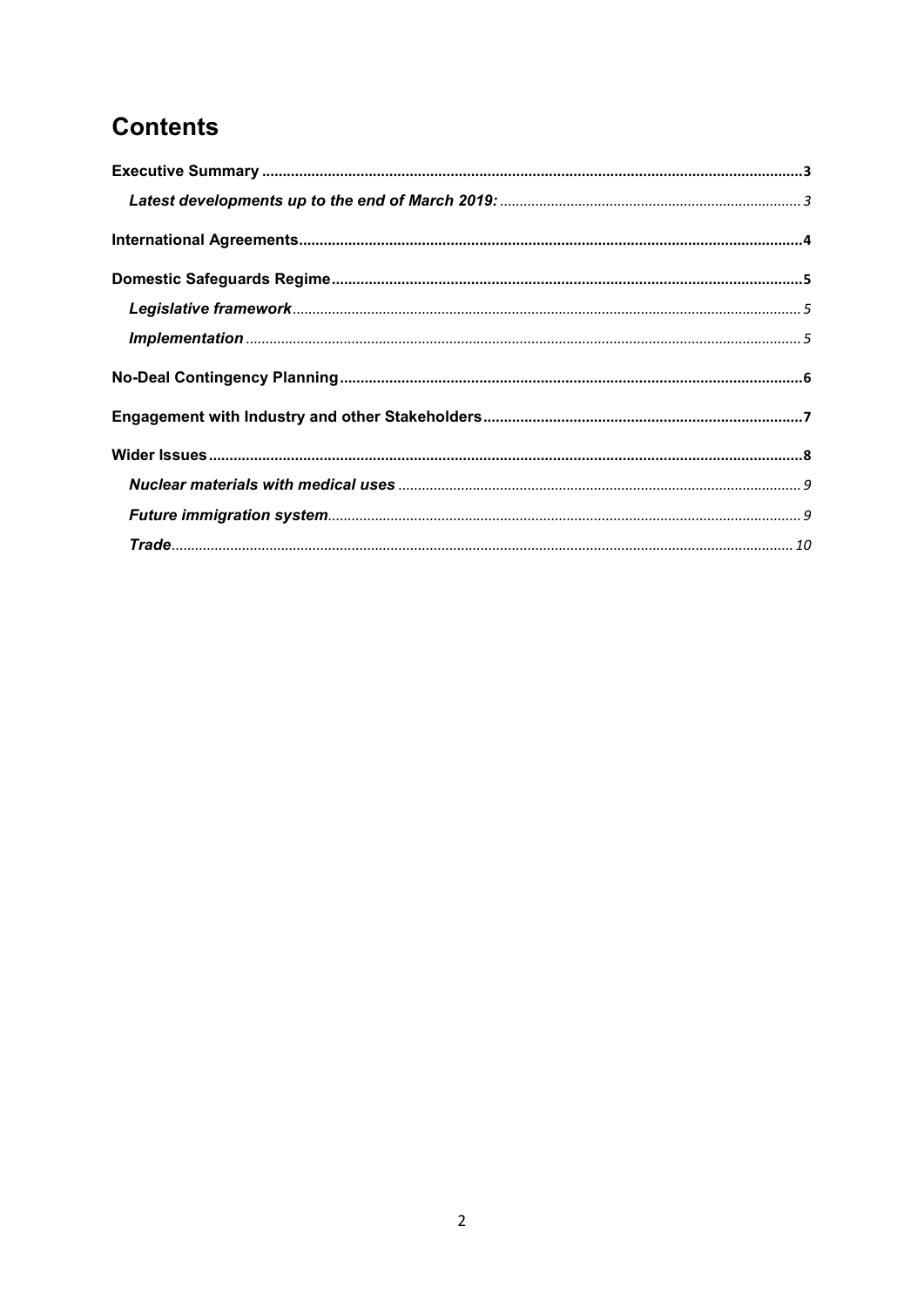# Contents

**Executive Summary** .......... **3**

  ***Latest developments up to the end of March 2019:*** .......... *3*

**International Agreements** .......... **4**

**Domestic Safeguards Regime** .......... **5**

  ***Legislative framework*** .......... *5*

  ***Implementation*** .......... *5*

**No-Deal Contingency Planning** .......... **6**

**Engagement with Industry and other Stakeholders** .......... **7**

**Wider Issues** .......... **8**

  ***Nuclear materials with medical uses*** .......... *9*

  ***Future immigration system*** .......... *9*

  ***Trade*** .......... *10*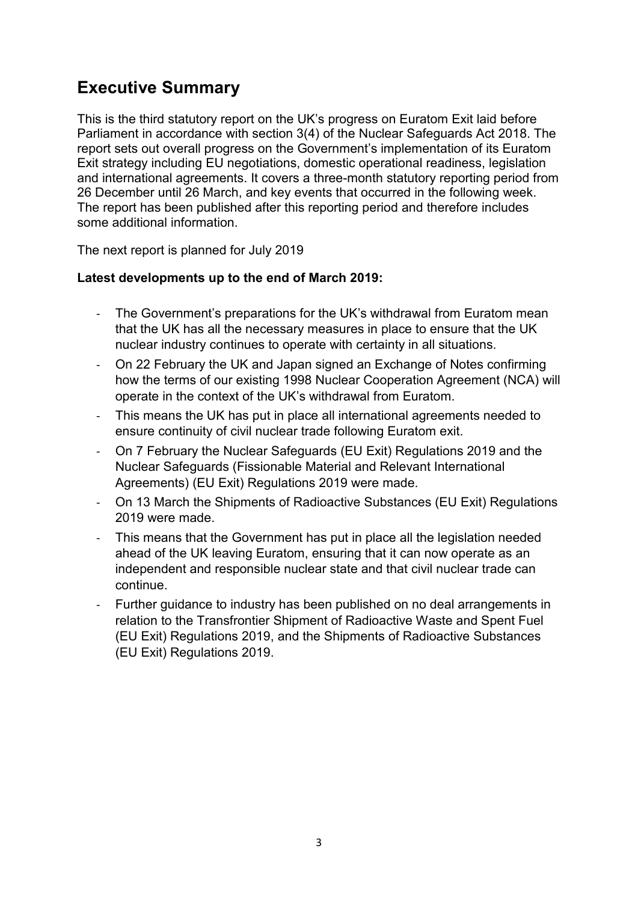## Executive Summary

This is the third statutory report on the UK's progress on Euratom Exit laid before Parliament in accordance with section 3(4) of the Nuclear Safeguards Act 2018. The report sets out overall progress on the Government's implementation of its Euratom Exit strategy including EU negotiations, domestic operational readiness, legislation and international agreements. It covers a three-month statutory reporting period from 26 December until 26 March, and key events that occurred in the following week. The report has been published after this reporting period and therefore includes some additional information.

The next report is planned for July 2019

**Latest developments up to the end of March 2019:**

- The Government's preparations for the UK's withdrawal from Euratom mean that the UK has all the necessary measures in place to ensure that the UK nuclear industry continues to operate with certainty in all situations.
- On 22 February the UK and Japan signed an Exchange of Notes confirming how the terms of our existing 1998 Nuclear Cooperation Agreement (NCA) will operate in the context of the UK's withdrawal from Euratom.
- This means the UK has put in place all international agreements needed to ensure continuity of civil nuclear trade following Euratom exit.
- On 7 February the Nuclear Safeguards (EU Exit) Regulations 2019 and the Nuclear Safeguards (Fissionable Material and Relevant International Agreements) (EU Exit) Regulations 2019 were made.
- On 13 March the Shipments of Radioactive Substances (EU Exit) Regulations 2019 were made.
- This means that the Government has put in place all the legislation needed ahead of the UK leaving Euratom, ensuring that it can now operate as an independent and responsible nuclear state and that civil nuclear trade can continue.
- Further guidance to industry has been published on no deal arrangements in relation to the Transfrontier Shipment of Radioactive Waste and Spent Fuel (EU Exit) Regulations 2019, and the Shipments of Radioactive Substances (EU Exit) Regulations 2019.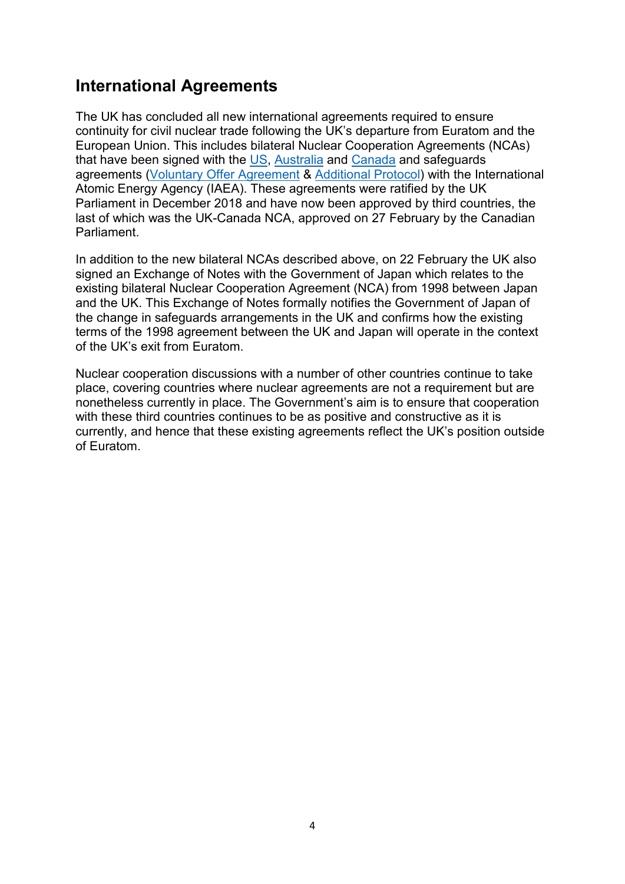## International Agreements

The UK has concluded all new international agreements required to ensure continuity for civil nuclear trade following the UK's departure from Euratom and the European Union. This includes bilateral Nuclear Cooperation Agreements (NCAs) that have been signed with the US, Australia and Canada and safeguards agreements (Voluntary Offer Agreement & Additional Protocol) with the International Atomic Energy Agency (IAEA). These agreements were ratified by the UK Parliament in December 2018 and have now been approved by third countries, the last of which was the UK-Canada NCA, approved on 27 February by the Canadian Parliament.

In addition to the new bilateral NCAs described above, on 22 February the UK also signed an Exchange of Notes with the Government of Japan which relates to the existing bilateral Nuclear Cooperation Agreement (NCA) from 1998 between Japan and the UK. This Exchange of Notes formally notifies the Government of Japan of the change in safeguards arrangements in the UK and confirms how the existing terms of the 1998 agreement between the UK and Japan will operate in the context of the UK's exit from Euratom.

Nuclear cooperation discussions with a number of other countries continue to take place, covering countries where nuclear agreements are not a requirement but are nonetheless currently in place. The Government's aim is to ensure that cooperation with these third countries continues to be as positive and constructive as it is currently, and hence that these existing agreements reflect the UK's position outside of Euratom.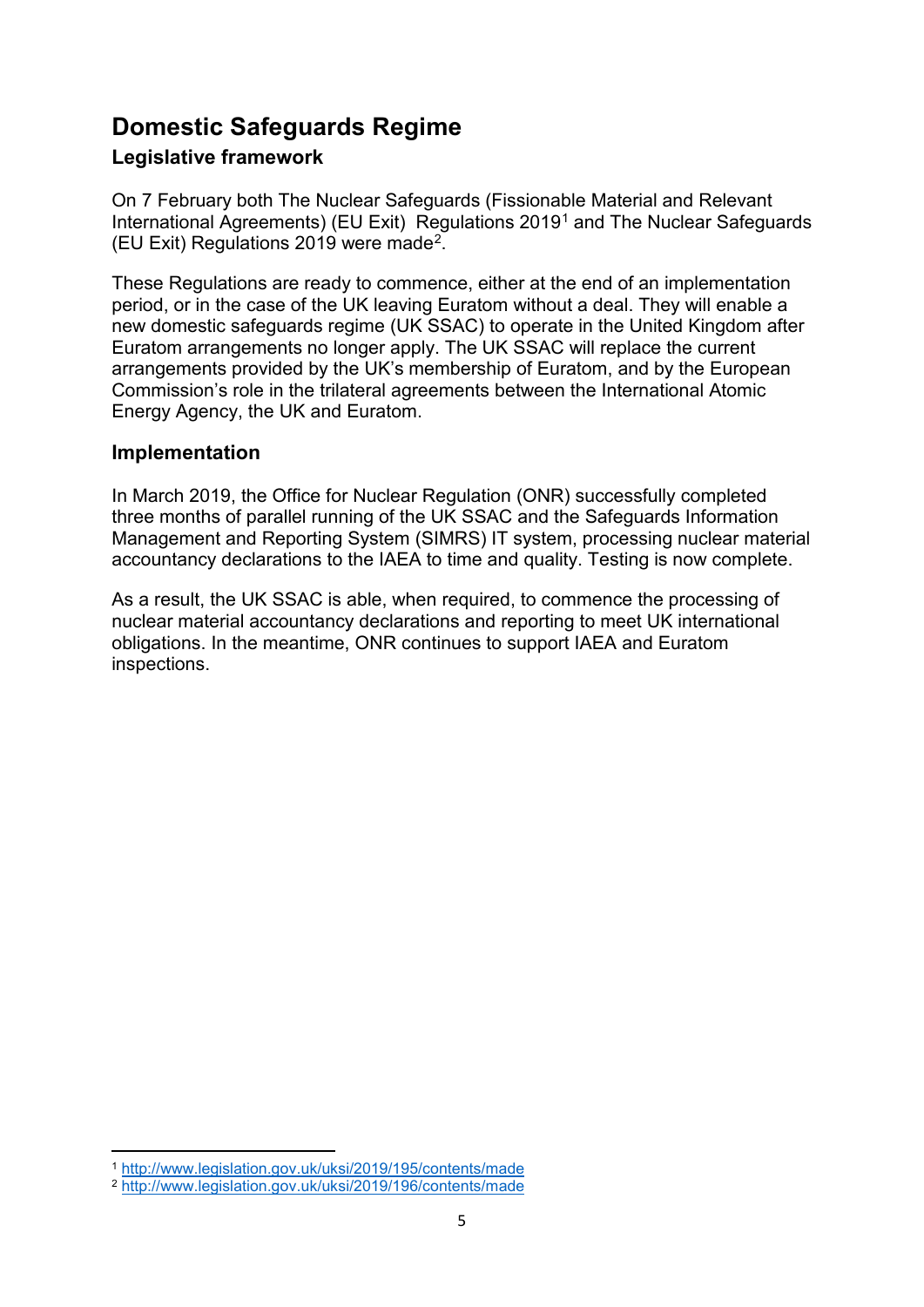# Domestic Safeguards Regime

## Legislative framework

On 7 February both The Nuclear Safeguards (Fissionable Material and Relevant International Agreements) (EU Exit) Regulations 2019[1] and The Nuclear Safeguards (EU Exit) Regulations 2019 were made[2].

These Regulations are ready to commence, either at the end of an implementation period, or in the case of the UK leaving Euratom without a deal. They will enable a new domestic safeguards regime (UK SSAC) to operate in the United Kingdom after Euratom arrangements no longer apply. The UK SSAC will replace the current arrangements provided by the UK's membership of Euratom, and by the European Commission's role in the trilateral agreements between the International Atomic Energy Agency, the UK and Euratom.

## Implementation

In March 2019, the Office for Nuclear Regulation (ONR) successfully completed three months of parallel running of the UK SSAC and the Safeguards Information Management and Reporting System (SIMRS) IT system, processing nuclear material accountancy declarations to the IAEA to time and quality. Testing is now complete.

As a result, the UK SSAC is able, when required, to commence the processing of nuclear material accountancy declarations and reporting to meet UK international obligations. In the meantime, ONR continues to support IAEA and Euratom inspections.

---

[1] http://www.legislation.gov.uk/uksi/2019/195/contents/made

[2] http://www.legislation.gov.uk/uksi/2019/196/contents/made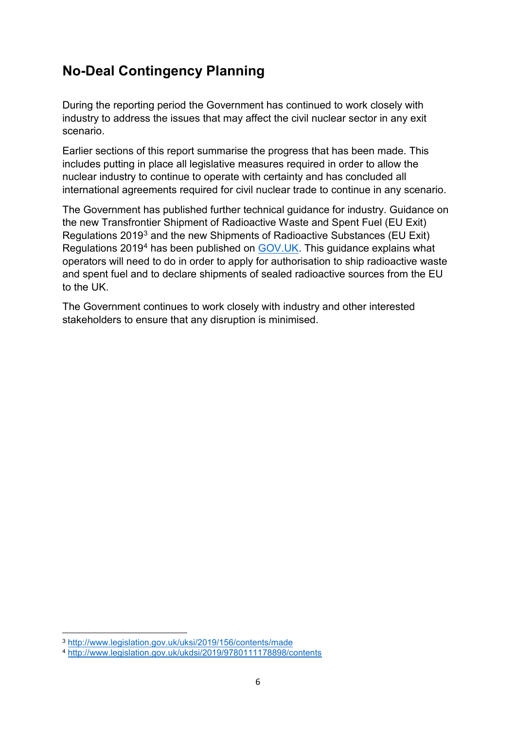## No-Deal Contingency Planning

During the reporting period the Government has continued to work closely with industry to address the issues that may affect the civil nuclear sector in any exit scenario.

Earlier sections of this report summarise the progress that has been made. This includes putting in place all legislative measures required in order to allow the nuclear industry to continue to operate with certainty and has concluded all international agreements required for civil nuclear trade to continue in any scenario.

The Government has published further technical guidance for industry. Guidance on the new Transfrontier Shipment of Radioactive Waste and Spent Fuel (EU Exit) Regulations 2019[3] and the new Shipments of Radioactive Substances (EU Exit) Regulations 2019[4] has been published on GOV.UK. This guidance explains what operators will need to do in order to apply for authorisation to ship radioactive waste and spent fuel and to declare shipments of sealed radioactive sources from the EU to the UK.

The Government continues to work closely with industry and other interested stakeholders to ensure that any disruption is minimised.

---

[3] http://www.legislation.gov.uk/uksi/2019/156/contents/made

[4] http://www.legislation.gov.uk/ukdsi/2019/9780111178898/contents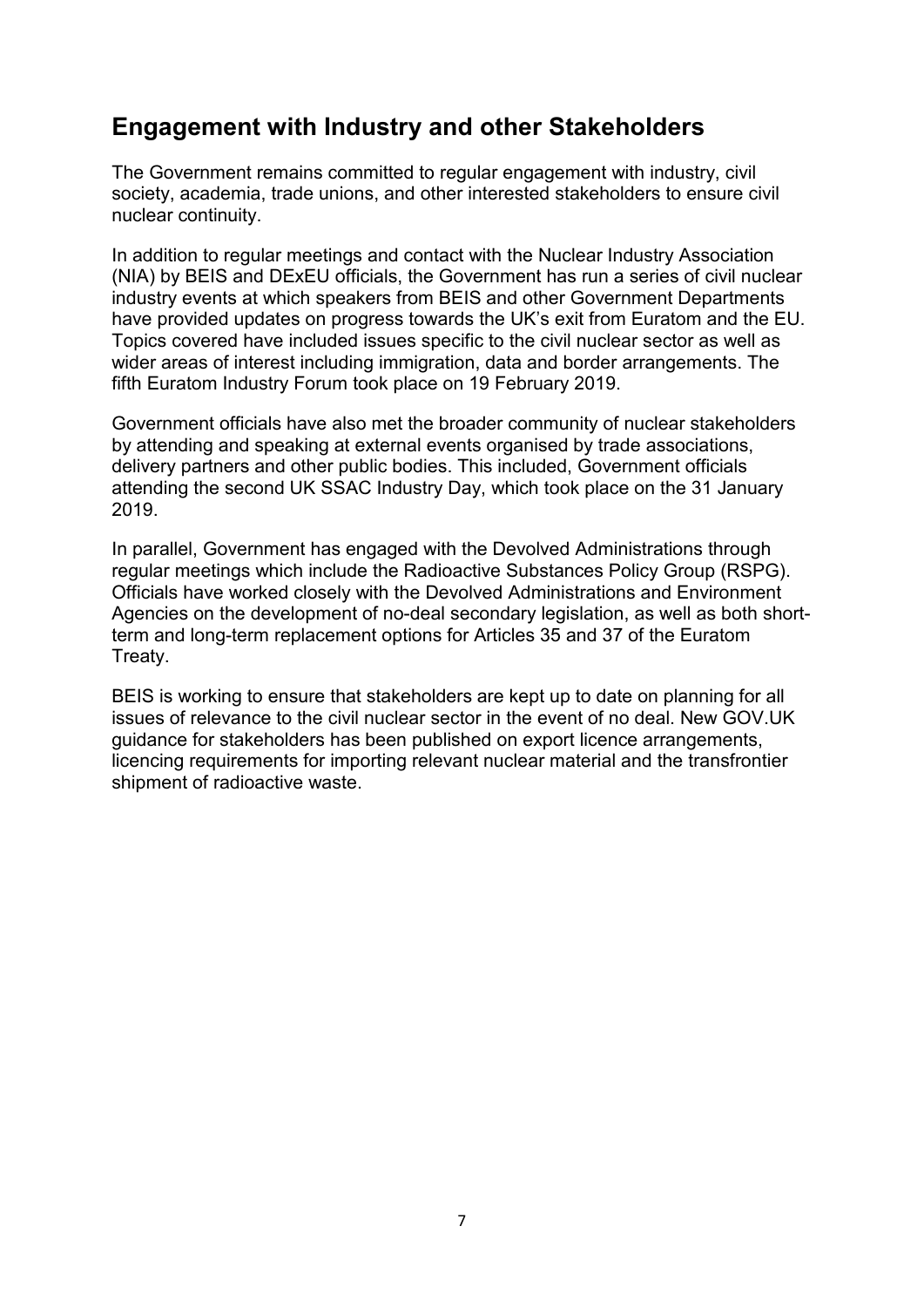## Engagement with Industry and other Stakeholders

The Government remains committed to regular engagement with industry, civil society, academia, trade unions, and other interested stakeholders to ensure civil nuclear continuity.

In addition to regular meetings and contact with the Nuclear Industry Association (NIA) by BEIS and DExEU officials, the Government has run a series of civil nuclear industry events at which speakers from BEIS and other Government Departments have provided updates on progress towards the UK's exit from Euratom and the EU. Topics covered have included issues specific to the civil nuclear sector as well as wider areas of interest including immigration, data and border arrangements. The fifth Euratom Industry Forum took place on 19 February 2019.

Government officials have also met the broader community of nuclear stakeholders by attending and speaking at external events organised by trade associations, delivery partners and other public bodies. This included, Government officials attending the second UK SSAC Industry Day, which took place on the 31 January 2019.

In parallel, Government has engaged with the Devolved Administrations through regular meetings which include the Radioactive Substances Policy Group (RSPG). Officials have worked closely with the Devolved Administrations and Environment Agencies on the development of no-deal secondary legislation, as well as both short-term and long-term replacement options for Articles 35 and 37 of the Euratom Treaty.

BEIS is working to ensure that stakeholders are kept up to date on planning for all issues of relevance to the civil nuclear sector in the event of no deal. New GOV.UK guidance for stakeholders has been published on export licence arrangements, licencing requirements for importing relevant nuclear material and the transfrontier shipment of radioactive waste.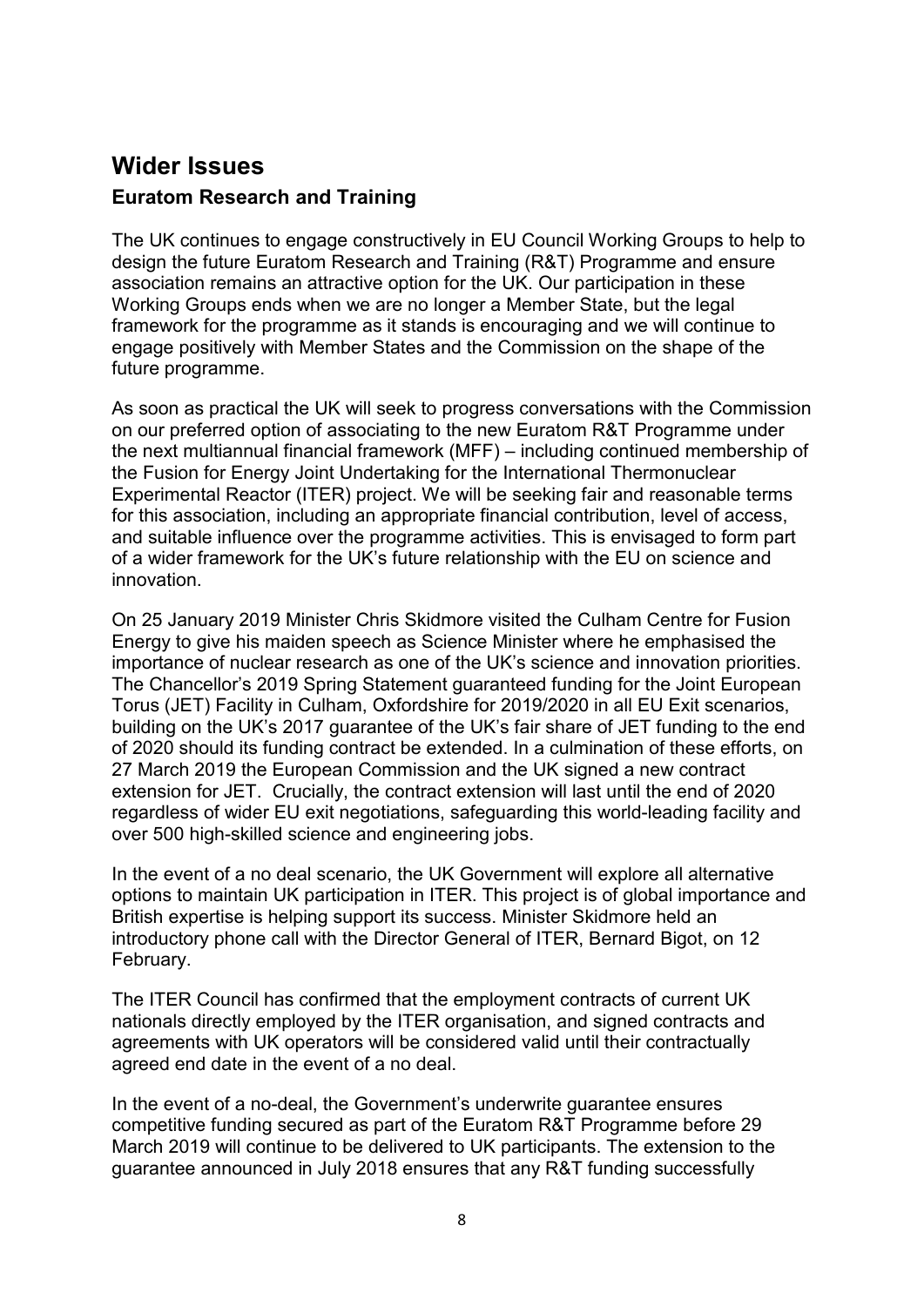## Wider Issues

### Euratom Research and Training

The UK continues to engage constructively in EU Council Working Groups to help to design the future Euratom Research and Training (R&T) Programme and ensure association remains an attractive option for the UK. Our participation in these Working Groups ends when we are no longer a Member State, but the legal framework for the programme as it stands is encouraging and we will continue to engage positively with Member States and the Commission on the shape of the future programme.

As soon as practical the UK will seek to progress conversations with the Commission on our preferred option of associating to the new Euratom R&T Programme under the next multiannual financial framework (MFF) – including continued membership of the Fusion for Energy Joint Undertaking for the International Thermonuclear Experimental Reactor (ITER) project. We will be seeking fair and reasonable terms for this association, including an appropriate financial contribution, level of access, and suitable influence over the programme activities. This is envisaged to form part of a wider framework for the UK's future relationship with the EU on science and innovation.

On 25 January 2019 Minister Chris Skidmore visited the Culham Centre for Fusion Energy to give his maiden speech as Science Minister where he emphasised the importance of nuclear research as one of the UK's science and innovation priorities. The Chancellor's 2019 Spring Statement guaranteed funding for the Joint European Torus (JET) Facility in Culham, Oxfordshire for 2019/2020 in all EU Exit scenarios, building on the UK's 2017 guarantee of the UK's fair share of JET funding to the end of 2020 should its funding contract be extended. In a culmination of these efforts, on 27 March 2019 the European Commission and the UK signed a new contract extension for JET. Crucially, the contract extension will last until the end of 2020 regardless of wider EU exit negotiations, safeguarding this world-leading facility and over 500 high-skilled science and engineering jobs.

In the event of a no deal scenario, the UK Government will explore all alternative options to maintain UK participation in ITER. This project is of global importance and British expertise is helping support its success. Minister Skidmore held an introductory phone call with the Director General of ITER, Bernard Bigot, on 12 February.

The ITER Council has confirmed that the employment contracts of current UK nationals directly employed by the ITER organisation, and signed contracts and agreements with UK operators will be considered valid until their contractually agreed end date in the event of a no deal.

In the event of a no-deal, the Government's underwrite guarantee ensures competitive funding secured as part of the Euratom R&T Programme before 29 March 2019 will continue to be delivered to UK participants. The extension to the guarantee announced in July 2018 ensures that any R&T funding successfully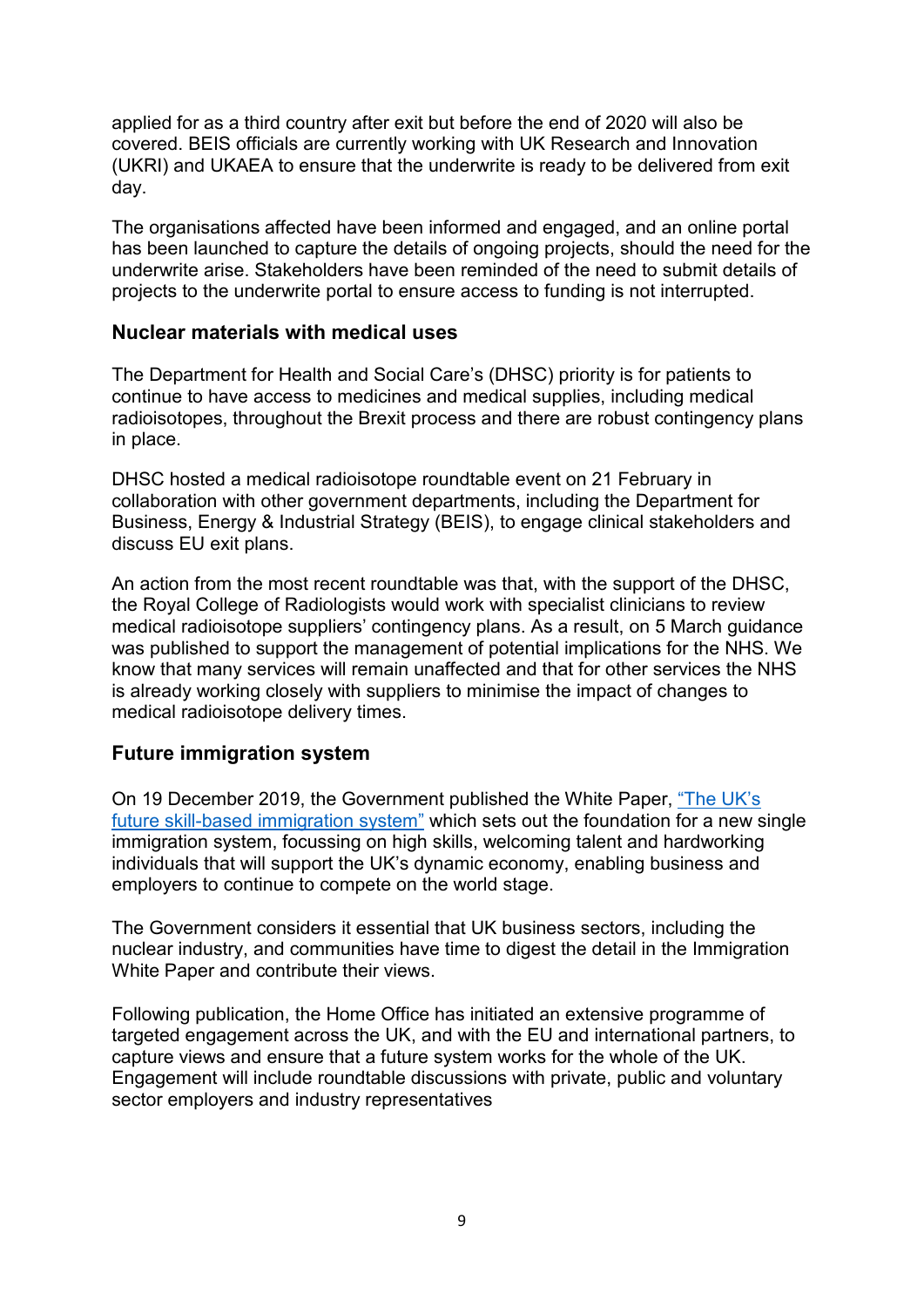applied for as a third country after exit but before the end of 2020 will also be covered. BEIS officials are currently working with UK Research and Innovation (UKRI) and UKAEA to ensure that the underwrite is ready to be delivered from exit day.

The organisations affected have been informed and engaged, and an online portal has been launched to capture the details of ongoing projects, should the need for the underwrite arise. Stakeholders have been reminded of the need to submit details of projects to the underwrite portal to ensure access to funding is not interrupted.

### Nuclear materials with medical uses

The Department for Health and Social Care's (DHSC) priority is for patients to continue to have access to medicines and medical supplies, including medical radioisotopes, throughout the Brexit process and there are robust contingency plans in place.

DHSC hosted a medical radioisotope roundtable event on 21 February in collaboration with other government departments, including the Department for Business, Energy & Industrial Strategy (BEIS), to engage clinical stakeholders and discuss EU exit plans.

An action from the most recent roundtable was that, with the support of the DHSC, the Royal College of Radiologists would work with specialist clinicians to review medical radioisotope suppliers' contingency plans. As a result, on 5 March guidance was published to support the management of potential implications for the NHS. We know that many services will remain unaffected and that for other services the NHS is already working closely with suppliers to minimise the impact of changes to medical radioisotope delivery times.

### Future immigration system

On 19 December 2019, the Government published the White Paper, "The UK's future skill-based immigration system" which sets out the foundation for a new single immigration system, focussing on high skills, welcoming talent and hardworking individuals that will support the UK's dynamic economy, enabling business and employers to continue to compete on the world stage.

The Government considers it essential that UK business sectors, including the nuclear industry, and communities have time to digest the detail in the Immigration White Paper and contribute their views.

Following publication, the Home Office has initiated an extensive programme of targeted engagement across the UK, and with the EU and international partners, to capture views and ensure that a future system works for the whole of the UK. Engagement will include roundtable discussions with private, public and voluntary sector employers and industry representatives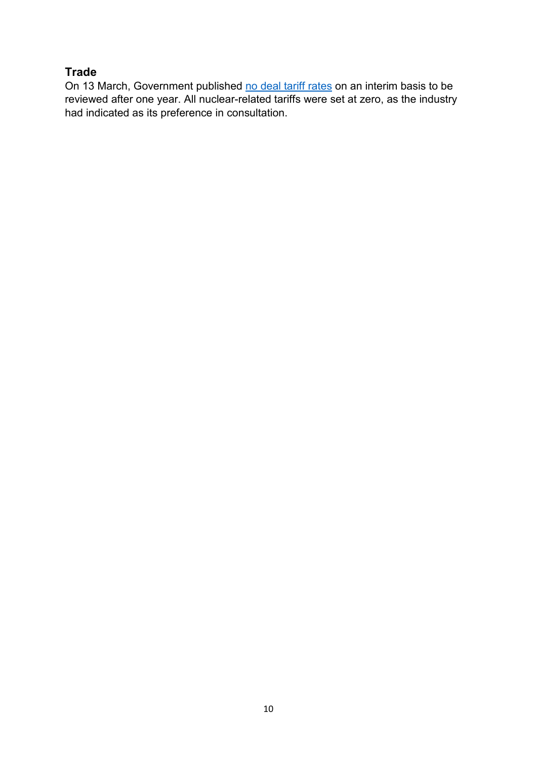## Trade

On 13 March, Government published no deal tariff rates on an interim basis to be reviewed after one year. All nuclear-related tariffs were set at zero, as the industry had indicated as its preference in consultation.